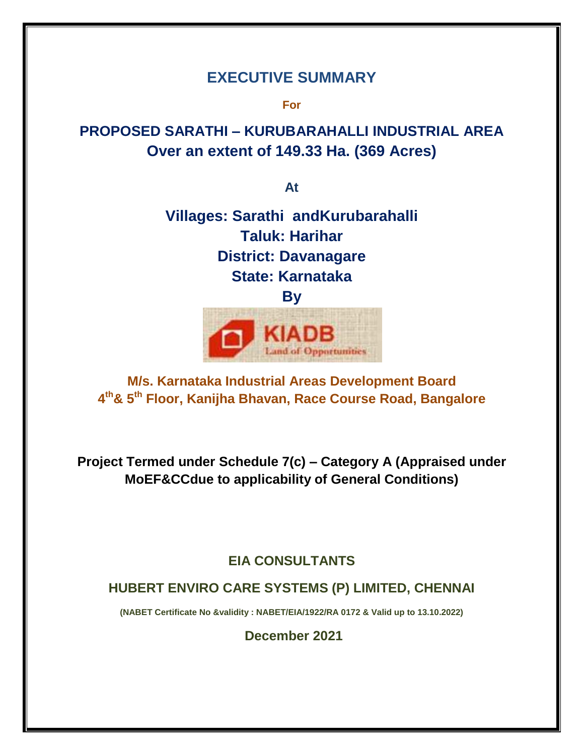# EXECUTIVE SUMMARY

**For**

## PROPOSED SARATHI – KURUBARAHALLI INDUSTRIAL AREA
## Over an extent of 149.33 Ha. (369 Acres)

**At**

**Villages: Sarathi andKurubarahalli**
**Taluk: Harihar**
**District: Davanagare**
**State: Karnataka**

**By**

KIADB
Land of Opportunities

**M/s. Karnataka Industrial Areas Development Board**
**4th& 5th Floor, Kanijha Bhavan, Race Course Road, Bangalore**

**Project Termed under Schedule 7(c) – Category A (Appraised under MoEF&CCdue to applicability of General Conditions)**

**EIA CONSULTANTS**

**HUBERT ENVIRO CARE SYSTEMS (P) LIMITED, CHENNAI**

**(NABET Certificate No &validity : NABET/EIA/1922/RA 0172 & Valid up to 13.10.2022)**

**December 2021**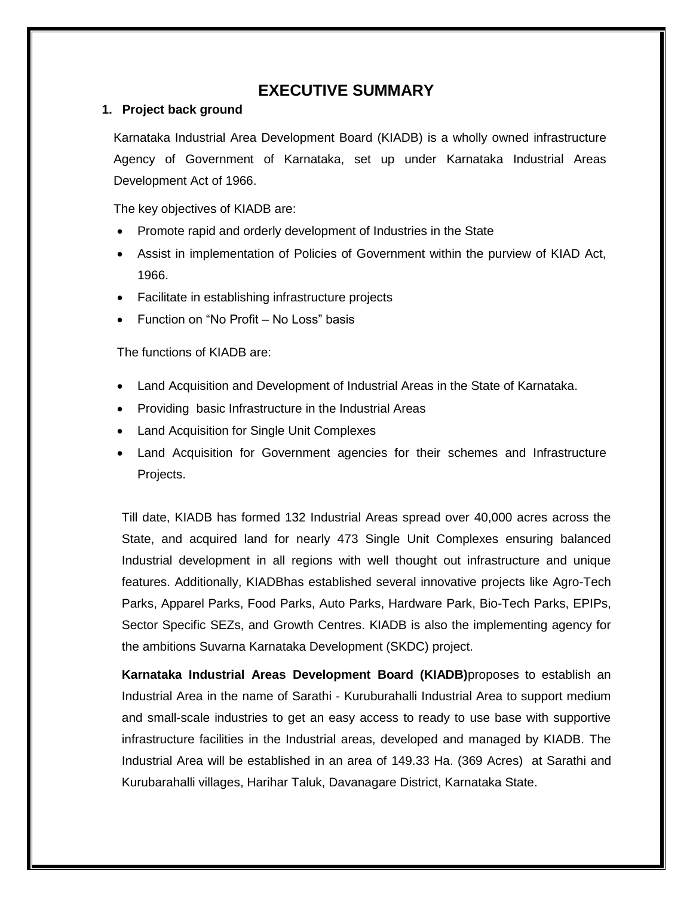# EXECUTIVE SUMMARY

## 1. Project back ground

Karnataka Industrial Area Development Board (KIADB) is a wholly owned infrastructure Agency of Government of Karnataka, set up under Karnataka Industrial Areas Development Act of 1966.

The key objectives of KIADB are:

- Promote rapid and orderly development of Industries in the State
- Assist in implementation of Policies of Government within the purview of KIAD Act, 1966.
- Facilitate in establishing infrastructure projects
- Function on "No Profit – No Loss" basis

The functions of KIADB are:

- Land Acquisition and Development of Industrial Areas in the State of Karnataka.
- Providing basic Infrastructure in the Industrial Areas
- Land Acquisition for Single Unit Complexes
- Land Acquisition for Government agencies for their schemes and Infrastructure Projects.

Till date, KIADB has formed 132 Industrial Areas spread over 40,000 acres across the State, and acquired land for nearly 473 Single Unit Complexes ensuring balanced Industrial development in all regions with well thought out infrastructure and unique features. Additionally, KIADBhas established several innovative projects like Agro-Tech Parks, Apparel Parks, Food Parks, Auto Parks, Hardware Park, Bio-Tech Parks, EPIPs, Sector Specific SEZs, and Growth Centres. KIADB is also the implementing agency for the ambitions Suvarna Karnataka Development (SKDC) project.

**Karnataka Industrial Areas Development Board (KIADB)**proposes to establish an Industrial Area in the name of Sarathi - Kuruburahalli Industrial Area to support medium and small-scale industries to get an easy access to ready to use base with supportive infrastructure facilities in the Industrial areas, developed and managed by KIADB. The Industrial Area will be established in an area of 149.33 Ha. (369 Acres) at Sarathi and Kurubarahalli villages, Harihar Taluk, Davanagare District, Karnataka State.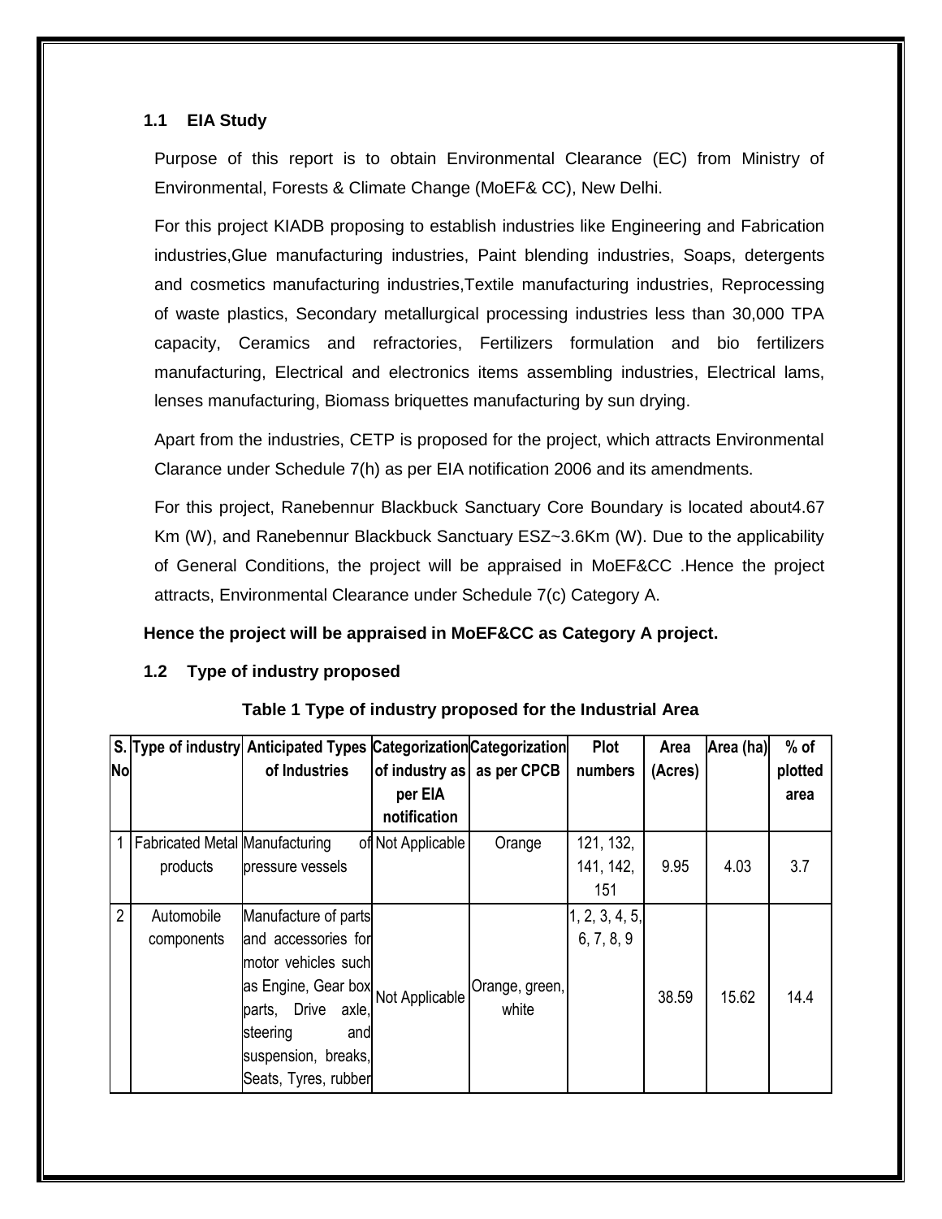### 1.1 EIA Study

Purpose of this report is to obtain Environmental Clearance (EC) from Ministry of Environmental, Forests & Climate Change (MoEF& CC), New Delhi.

For this project KIADB proposing to establish industries like Engineering and Fabrication industries,Glue manufacturing industries, Paint blending industries, Soaps, detergents and cosmetics manufacturing industries,Textile manufacturing industries, Reprocessing of waste plastics, Secondary metallurgical processing industries less than 30,000 TPA capacity, Ceramics and refractories, Fertilizers formulation and bio fertilizers manufacturing, Electrical and electronics items assembling industries, Electrical lams, lenses manufacturing, Biomass briquettes manufacturing by sun drying.

Apart from the industries, CETP is proposed for the project, which attracts Environmental Clarance under Schedule 7(h) as per EIA notification 2006 and its amendments.

For this project, Ranebennur Blackbuck Sanctuary Core Boundary is located about4.67 Km (W), and Ranebennur Blackbuck Sanctuary ESZ~3.6Km (W). Due to the applicability of General Conditions, the project will be appraised in MoEF&CC .Hence the project attracts, Environmental Clearance under Schedule 7(c) Category A.

**Hence the project will be appraised in MoEF&CC as Category A project.**

### 1.2 Type of industry proposed

**Table 1 Type of industry proposed for the Industrial Area**

| S. No | Type of industry | Anticipated Types of Industries | Categorization of industry as per EIA notification | Categorization as per CPCB | Plot numbers | Area (Acres) | Area (ha) | % of plotted area |
|---|---|---|---|---|---|---|---|---|
| 1 | Fabricated Metal products | Manufacturing of pressure vessels | Not Applicable | Orange | 121, 132, 141, 142, 151 | 9.95 | 4.03 | 3.7 |
| 2 | Automobile components | Manufacture of parts and accessories for motor vehicles such as Engine, Gear box parts, Drive axle, steering and suspension, breaks, Seats, Tyres, rubber | Not Applicable | Orange, green, white | 1, 2, 3, 4, 5, 6, 7, 8, 9 | 38.59 | 15.62 | 14.4 |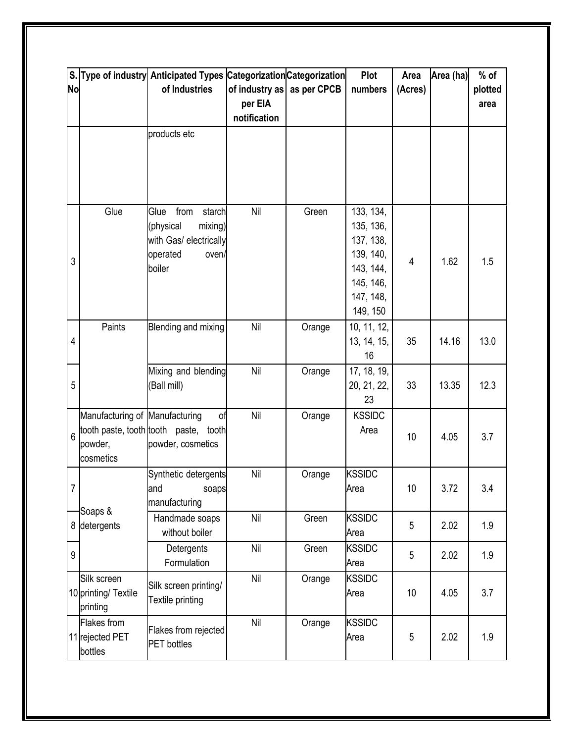| S. No | Type of industry | Anticipated Types of Industries | Categorization of industry as per EIA notification | Categorization as per CPCB | Plot numbers | Area (Acres) | Area (ha) | % of plotted area |
|---|---|---|---|---|---|---|---|---|
| | | products etc | | | | | | |
| 3 | Glue | Glue from starch (physical mixing) with Gas/ electrically operated oven/ boiler | Nil | Green | 133, 134, 135, 136, 137, 138, 139, 140, 143, 144, 145, 146, 147, 148, 149, 150 | 4 | 1.62 | 1.5 |
| 4 | Paints | Blending and mixing | Nil | Orange | 10, 11, 12, 13, 14, 15, 16 | 35 | 14.16 | 13.0 |
| 5 | | Mixing and blending (Ball mill) | Nil | Orange | 17, 18, 19, 20, 21, 22, 23 | 33 | 13.35 | 12.3 |
| 6 | Manufacturing of tooth paste, tooth powder, cosmetics | Manufacturing of tooth paste, tooth powder, cosmetics | Nil | Orange | KSSIDC Area | 10 | 4.05 | 3.7 |
| 7 | Soaps & detergents | Synthetic detergents and soaps manufacturing | Nil | Orange | KSSIDC Area | 10 | 3.72 | 3.4 |
| 8 | | Handmade soaps without boiler | Nil | Green | KSSIDC Area | 5 | 2.02 | 1.9 |
| 9 | | Detergents Formulation | Nil | Green | KSSIDC Area | 5 | 2.02 | 1.9 |
| 10 | Silk screen printing/ Textile printing | Silk screen printing/ Textile printing | Nil | Orange | KSSIDC Area | 10 | 4.05 | 3.7 |
| 11 | Flakes from rejected PET bottles | Flakes from rejected PET bottles | Nil | Orange | KSSIDC Area | 5 | 2.02 | 1.9 |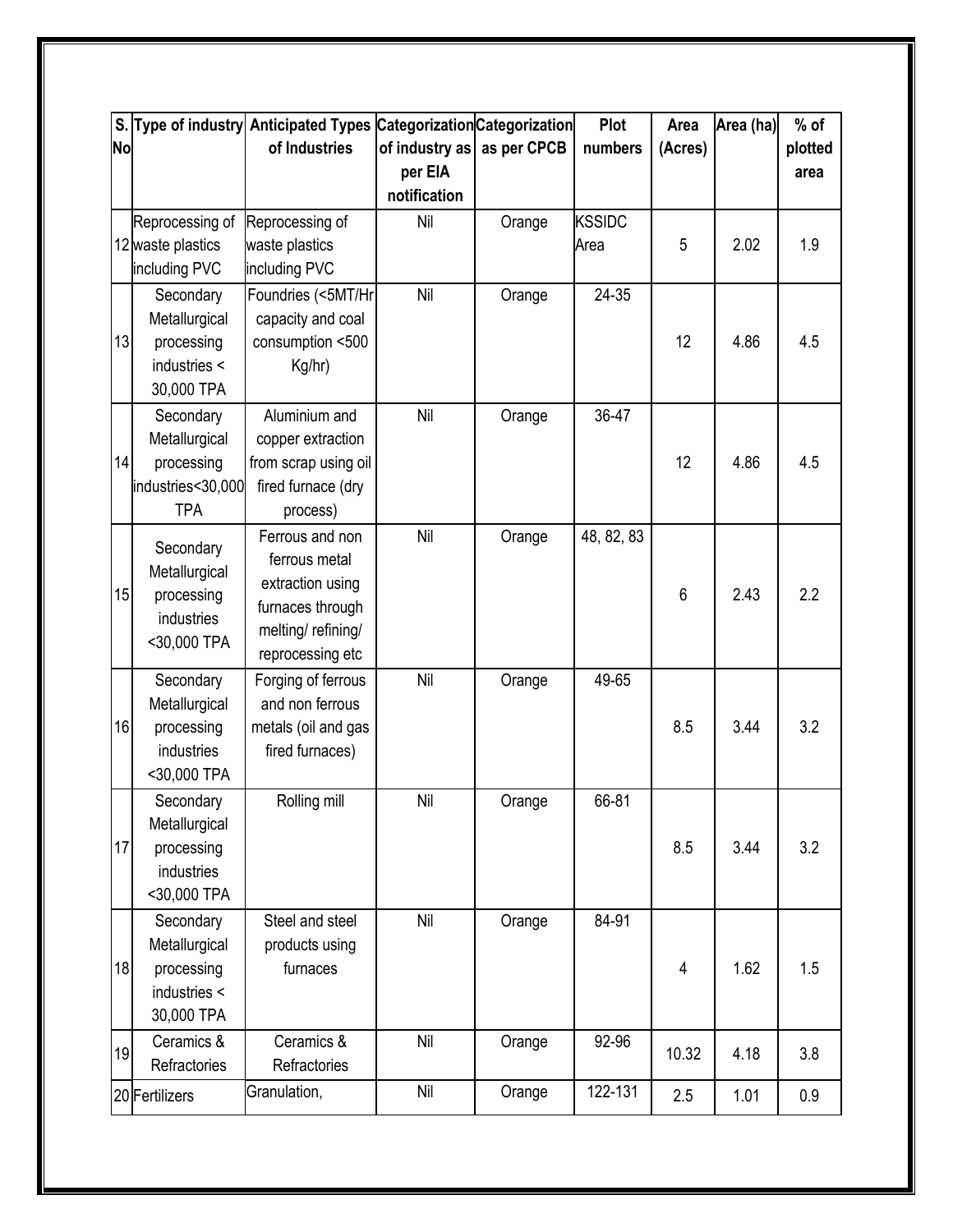| S. No | Type of industry | Anticipated Types of Industries | Categorization of industry as per EIA notification | Categorization as per CPCB | Plot numbers | Area (Acres) | Area (ha) | % of plotted area |
|---|---|---|---|---|---|---|---|---|
| 12 | Reprocessing of waste plastics including PVC | Reprocessing of waste plastics including PVC | Nil | Orange | KSSIDC Area | 5 | 2.02 | 1.9 |
| 13 | Secondary Metallurgical processing industries < 30,000 TPA | Foundries (<5MT/Hr capacity and coal consumption <500 Kg/hr) | Nil | Orange | 24-35 | 12 | 4.86 | 4.5 |
| 14 | Secondary Metallurgical processing industries<30,000 TPA | Aluminium and copper extraction from scrap using oil fired furnace (dry process) | Nil | Orange | 36-47 | 12 | 4.86 | 4.5 |
| 15 | Secondary Metallurgical processing industries <30,000 TPA | Ferrous and non ferrous metal extraction using furnaces through melting/ refining/ reprocessing etc | Nil | Orange | 48, 82, 83 | 6 | 2.43 | 2.2 |
| 16 | Secondary Metallurgical processing industries <30,000 TPA | Forging of ferrous and non ferrous metals (oil and gas fired furnaces) | Nil | Orange | 49-65 | 8.5 | 3.44 | 3.2 |
| 17 | Secondary Metallurgical processing industries <30,000 TPA | Rolling mill | Nil | Orange | 66-81 | 8.5 | 3.44 | 3.2 |
| 18 | Secondary Metallurgical processing industries < 30,000 TPA | Steel and steel products using furnaces | Nil | Orange | 84-91 | 4 | 1.62 | 1.5 |
| 19 | Ceramics & Refractories | Ceramics & Refractories | Nil | Orange | 92-96 | 10.32 | 4.18 | 3.8 |
| 20 | Fertilizers | Granulation, | Nil | Orange | 122-131 | 2.5 | 1.01 | 0.9 |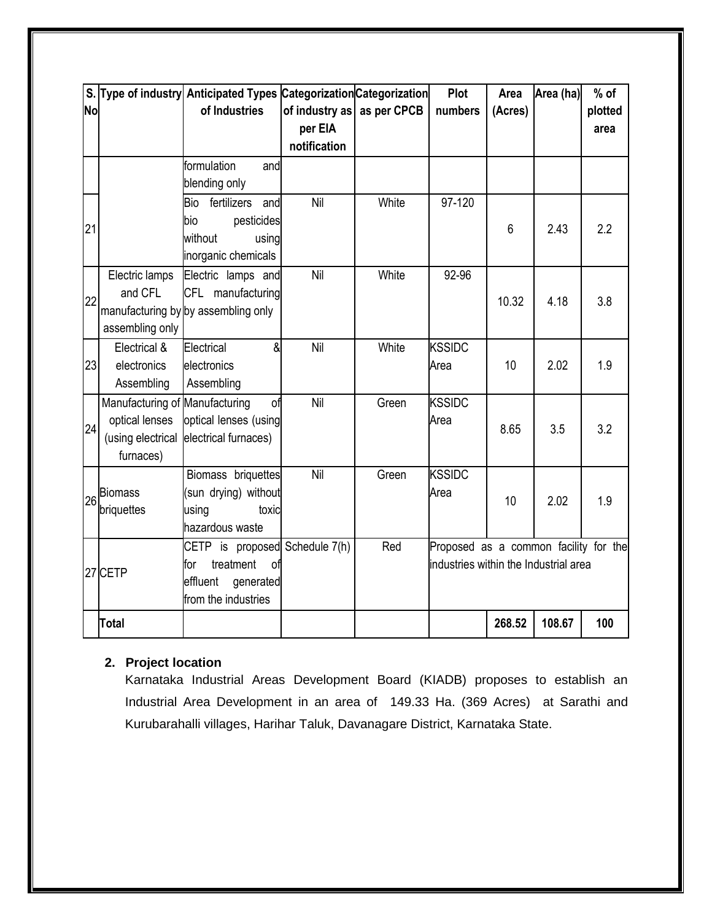| S. No | Type of industry | Anticipated Types of Industries | Categorization of industry as per EIA notification | Categorization as per CPCB | Plot numbers | Area (Acres) | Area (ha) | % of plotted area |
|---|---|---|---|---|---|---|---|---|
| | | formulation and blending only | | | | | | |
| 21 | | Bio fertilizers and bio pesticides without using inorganic chemicals | Nil | White | 97-120 | 6 | 2.43 | 2.2 |
| 22 | Electric lamps and CFL manufacturing by assembling only | Electric lamps and CFL manufacturing by assembling only | Nil | White | 92-96 | 10.32 | 4.18 | 3.8 |
| 23 | Electrical & electronics Assembling | Electrical & electronics Assembling | Nil | White | KSSIDC Area | 10 | 2.02 | 1.9 |
| 24 | Manufacturing of optical lenses (using electrical furnaces) | Manufacturing of optical lenses (using electrical furnaces) | Nil | Green | KSSIDC Area | 8.65 | 3.5 | 3.2 |
| 26 | Biomass briquettes | Biomass briquettes (sun drying) without using toxic hazardous waste | Nil | Green | KSSIDC Area | 10 | 2.02 | 1.9 |
| 27 | CETP | CETP is proposed for treatment of effluent generated from the industries | Schedule 7(h) | Red | Proposed as a common facility for the industries within the Industrial area | | | |
| | **Total** | | | | | **268.52** | **108.67** | **100** |

## 2. Project location

Karnataka Industrial Areas Development Board (KIADB) proposes to establish an Industrial Area Development in an area of 149.33 Ha. (369 Acres) at Sarathi and Kurubarahalli villages, Harihar Taluk, Davanagare District, Karnataka State.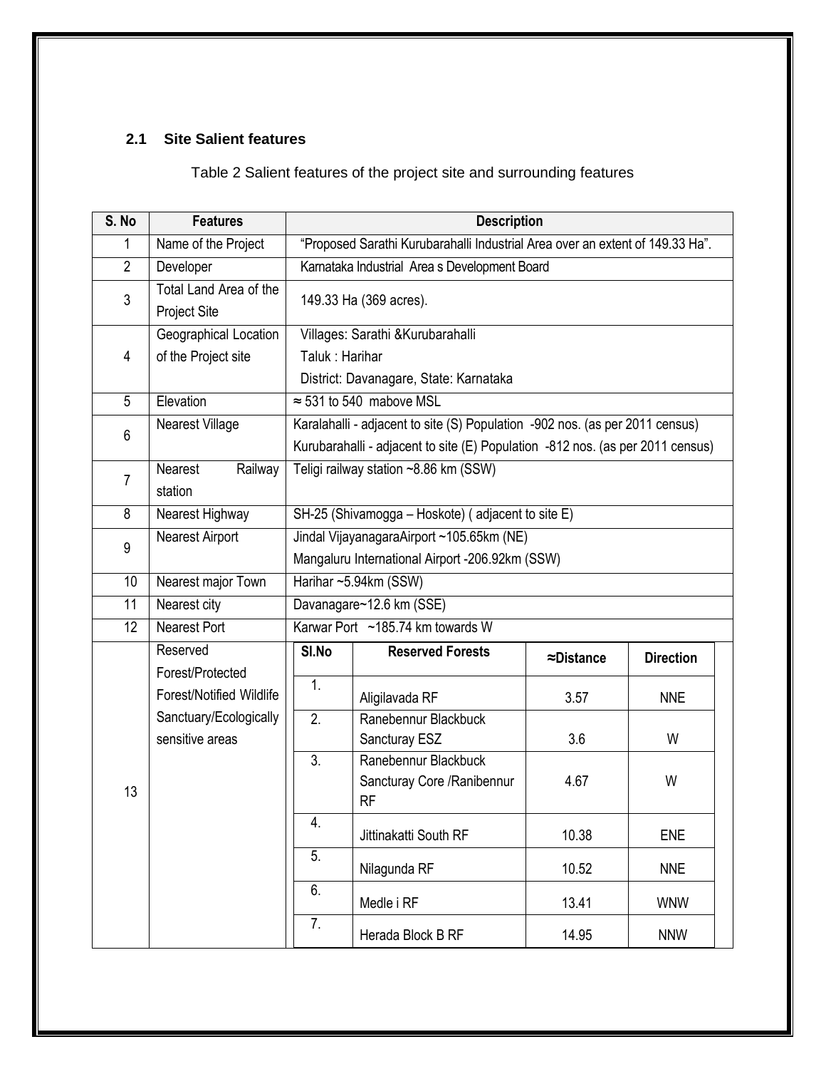### 2.1 Site Salient features

Table 2 Salient features of the project site and surrounding features

| S. No | Features | Description |
|---|---|---|
| 1 | Name of the Project | "Proposed Sarathi Kurubarahalli Industrial Area over an extent of 149.33 Ha". |
| 2 | Developer | Karnataka Industrial Area s Development Board |
| 3 | Total Land Area of the Project Site | 149.33 Ha (369 acres). |
| 4 | Geographical Location of the Project site | Villages: Sarathi &Kurubarahalli<br>Taluk : Harihar<br>District: Davanagare, State: Karnataka |
| 5 | Elevation | ≈ 531 to 540 mabove MSL |
| 6 | Nearest Village | Karalahalli - adjacent to site (S) Population -902 nos. (as per 2011 census)<br>Kurubarahalli - adjacent to site (E) Population -812 nos. (as per 2011 census) |
| 7 | Nearest Railway station | Teligi railway station ~8.86 km (SSW) |
| 8 | Nearest Highway | SH-25 (Shivamogga – Hoskote) ( adjacent to site E) |
| 9 | Nearest Airport | Jindal VijayanagaraAirport ~105.65km (NE)<br>Mangaluru International Airport -206.92km (SSW) |
| 10 | Nearest major Town | Harihar ~5.94km (SSW) |
| 11 | Nearest city | Davanagare~12.6 km (SSE) |
| 12 | Nearest Port | Karwar Port ~185.74 km towards W |
| 13 | Reserved Forest/Protected Forest/Notified Wildlife Sanctuary/Ecologically sensitive areas | See below |

| Sl.No | Reserved Forests | ≈Distance | Direction |
|---|---|---|---|
| 1. | Aligilavada RF | 3.57 | NNE |
| 2. | Ranebennur Blackbuck Sancturay ESZ | 3.6 | W |
| 3. | Ranebennur Blackbuck Sancturay Core /Ranibennur RF | 4.67 | W |
| 4. | Jittinakatti South RF | 10.38 | ENE |
| 5. | Nilagunda RF | 10.52 | NNE |
| 6. | Medle i RF | 13.41 | WNW |
| 7. | Herada Block B RF | 14.95 | NNW |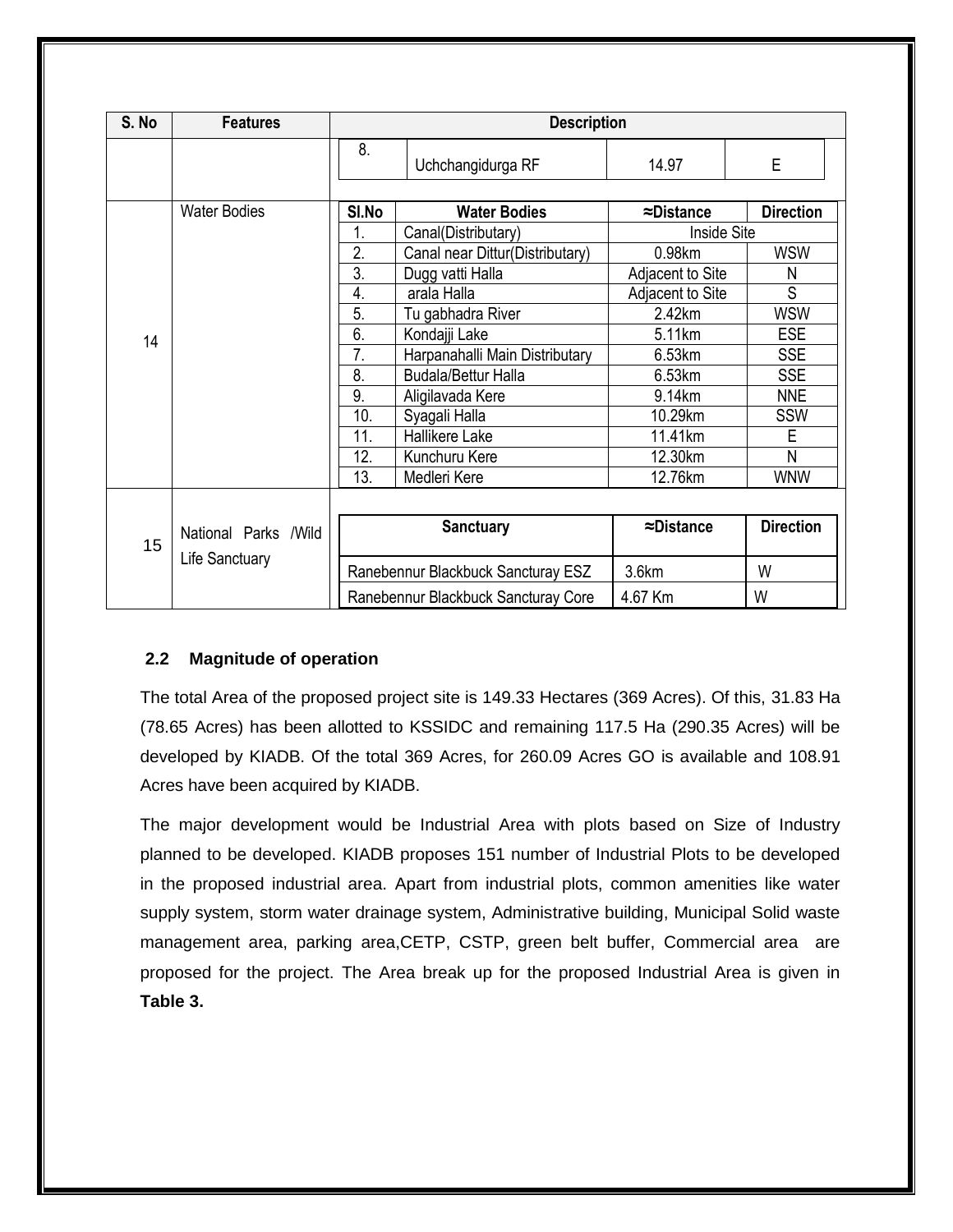| S. No | Features | Description | | | |
|---|---|---|---|---|---|
| | | 8. | Uchchangidurga RF | 14.97 | E |
| 14 | Water Bodies | **Sl.No** | **Water Bodies** | **≈Distance** | **Direction** |
| | | 1. | Canal(Distributary) | Inside Site | |
| | | 2. | Canal near Dittur(Distributary) | 0.98km | WSW |
| | | 3. | Dugg vatti Halla | Adjacent to Site | N |
| | | 4. | arala Halla | Adjacent to Site | S |
| | | 5. | Tu gabhadra River | 2.42km | WSW |
| | | 6. | Kondajji Lake | 5.11km | ESE |
| | | 7. | Harpanahalli Main Distributary | 6.53km | SSE |
| | | 8. | Budala/Bettur Halla | 6.53km | SSE |
| | | 9. | Aligilavada Kere | 9.14km | NNE |
| | | 10. | Syagali Halla | 10.29km | SSW |
| | | 11. | Hallikere Lake | 11.41km | E |
| | | 12. | Kunchuru Kere | 12.30km | N |
| | | 13. | Medleri Kere | 12.76km | WNW |
| 15 | National Parks /Wild Life Sanctuary | **Sanctuary** | | **≈Distance** | **Direction** |
| | | Ranebennur Blackbuck Sancturay ESZ | | 3.6km | W |
| | | Ranebennur Blackbuck Sancturay Core | | 4.67 Km | W |

### 2.2 Magnitude of operation

The total Area of the proposed project site is 149.33 Hectares (369 Acres). Of this, 31.83 Ha (78.65 Acres) has been allotted to KSSIDC and remaining 117.5 Ha (290.35 Acres) will be developed by KIADB. Of the total 369 Acres, for 260.09 Acres GO is available and 108.91 Acres have been acquired by KIADB.

The major development would be Industrial Area with plots based on Size of Industry planned to be developed. KIADB proposes 151 number of Industrial Plots to be developed in the proposed industrial area. Apart from industrial plots, common amenities like water supply system, storm water drainage system, Administrative building, Municipal Solid waste management area, parking area,CETP, CSTP, green belt buffer, Commercial area are proposed for the project. The Area break up for the proposed Industrial Area is given in **Table 3.**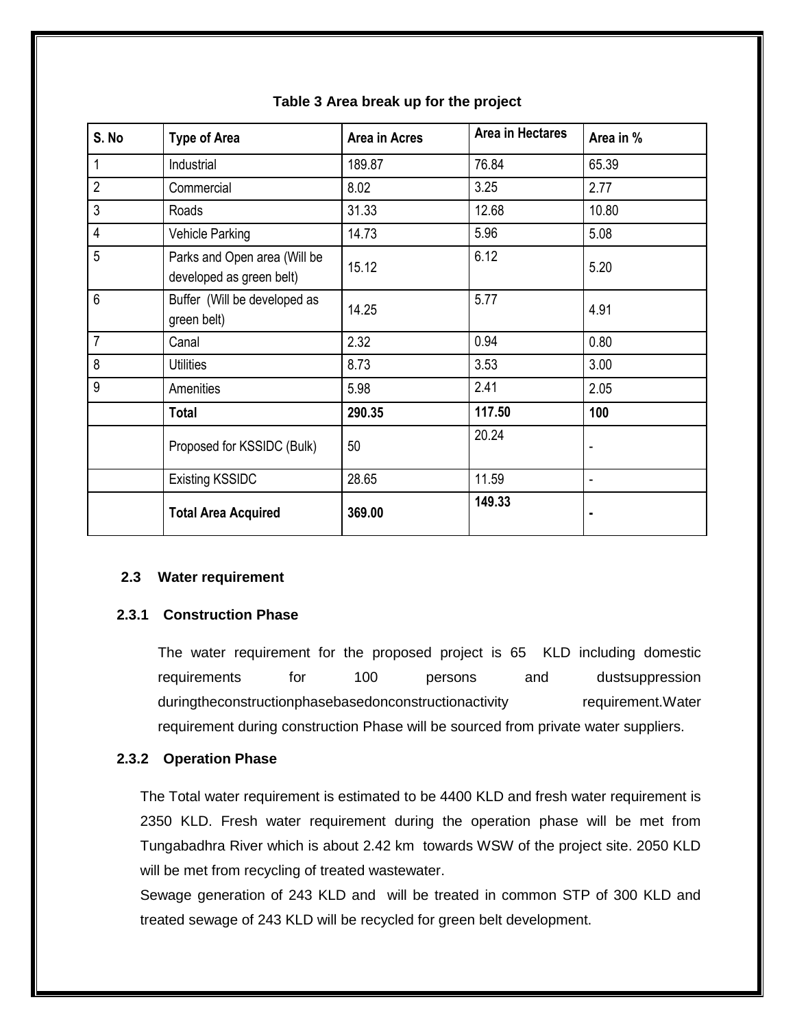**Table 3 Area break up for the project**

| S. No | Type of Area | Area in Acres | Area in Hectares | Area in % |
|---|---|---|---|---|
| 1 | Industrial | 189.87 | 76.84 | 65.39 |
| 2 | Commercial | 8.02 | 3.25 | 2.77 |
| 3 | Roads | 31.33 | 12.68 | 10.80 |
| 4 | Vehicle Parking | 14.73 | 5.96 | 5.08 |
| 5 | Parks and Open area (Will be developed as green belt) | 15.12 | 6.12 | 5.20 |
| 6 | Buffer (Will be developed as green belt) | 14.25 | 5.77 | 4.91 |
| 7 | Canal | 2.32 | 0.94 | 0.80 |
| 8 | Utilities | 8.73 | 3.53 | 3.00 |
| 9 | Amenities | 5.98 | 2.41 | 2.05 |
| | **Total** | **290.35** | **117.50** | **100** |
| | Proposed for KSSIDC (Bulk) | 50 | 20.24 | - |
| | Existing KSSIDC | 28.65 | 11.59 | - |
| | **Total Area Acquired** | **369.00** | **149.33** | **-** |

### 2.3 Water requirement

#### 2.3.1 Construction Phase

The water requirement for the proposed project is 65 KLD including domestic requirements for 100 persons and dustsuppression duringtheconstructionphasebasedonconstructionactivity requirement.Water requirement during construction Phase will be sourced from private water suppliers.

#### 2.3.2 Operation Phase

The Total water requirement is estimated to be 4400 KLD and fresh water requirement is 2350 KLD. Fresh water requirement during the operation phase will be met from Tungabadhra River which is about 2.42 km towards WSW of the project site. 2050 KLD will be met from recycling of treated wastewater.

Sewage generation of 243 KLD and will be treated in common STP of 300 KLD and treated sewage of 243 KLD will be recycled for green belt development.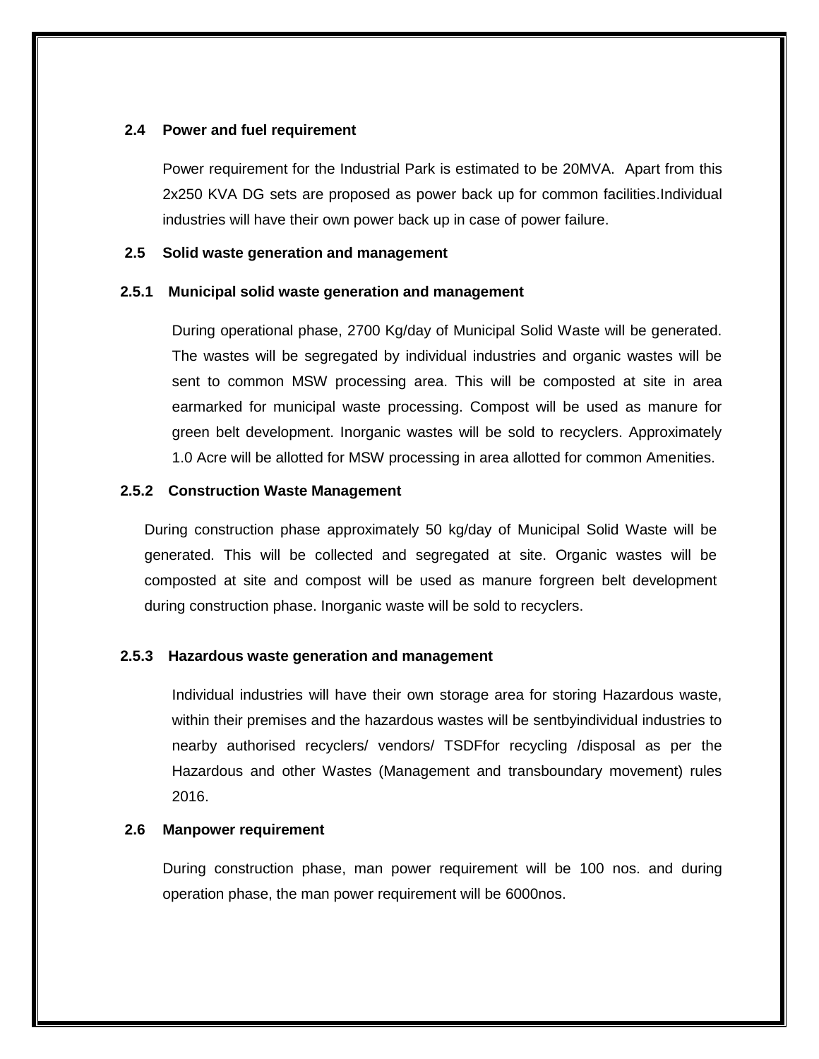## 2.4 Power and fuel requirement

Power requirement for the Industrial Park is estimated to be 20MVA. Apart from this 2x250 KVA DG sets are proposed as power back up for common facilities.Individual industries will have their own power back up in case of power failure.

## 2.5 Solid waste generation and management

### 2.5.1 Municipal solid waste generation and management

During operational phase, 2700 Kg/day of Municipal Solid Waste will be generated. The wastes will be segregated by individual industries and organic wastes will be sent to common MSW processing area. This will be composted at site in area earmarked for municipal waste processing. Compost will be used as manure for green belt development. Inorganic wastes will be sold to recyclers. Approximately 1.0 Acre will be allotted for MSW processing in area allotted for common Amenities.

### 2.5.2 Construction Waste Management

During construction phase approximately 50 kg/day of Municipal Solid Waste will be generated. This will be collected and segregated at site. Organic wastes will be composted at site and compost will be used as manure forgreen belt development during construction phase. Inorganic waste will be sold to recyclers.

### 2.5.3 Hazardous waste generation and management

Individual industries will have their own storage area for storing Hazardous waste, within their premises and the hazardous wastes will be sentbyindividual industries to nearby authorised recyclers/ vendors/ TSDFfor recycling /disposal as per the Hazardous and other Wastes (Management and transboundary movement) rules 2016.

## 2.6 Manpower requirement

During construction phase, man power requirement will be 100 nos. and during operation phase, the man power requirement will be 6000nos.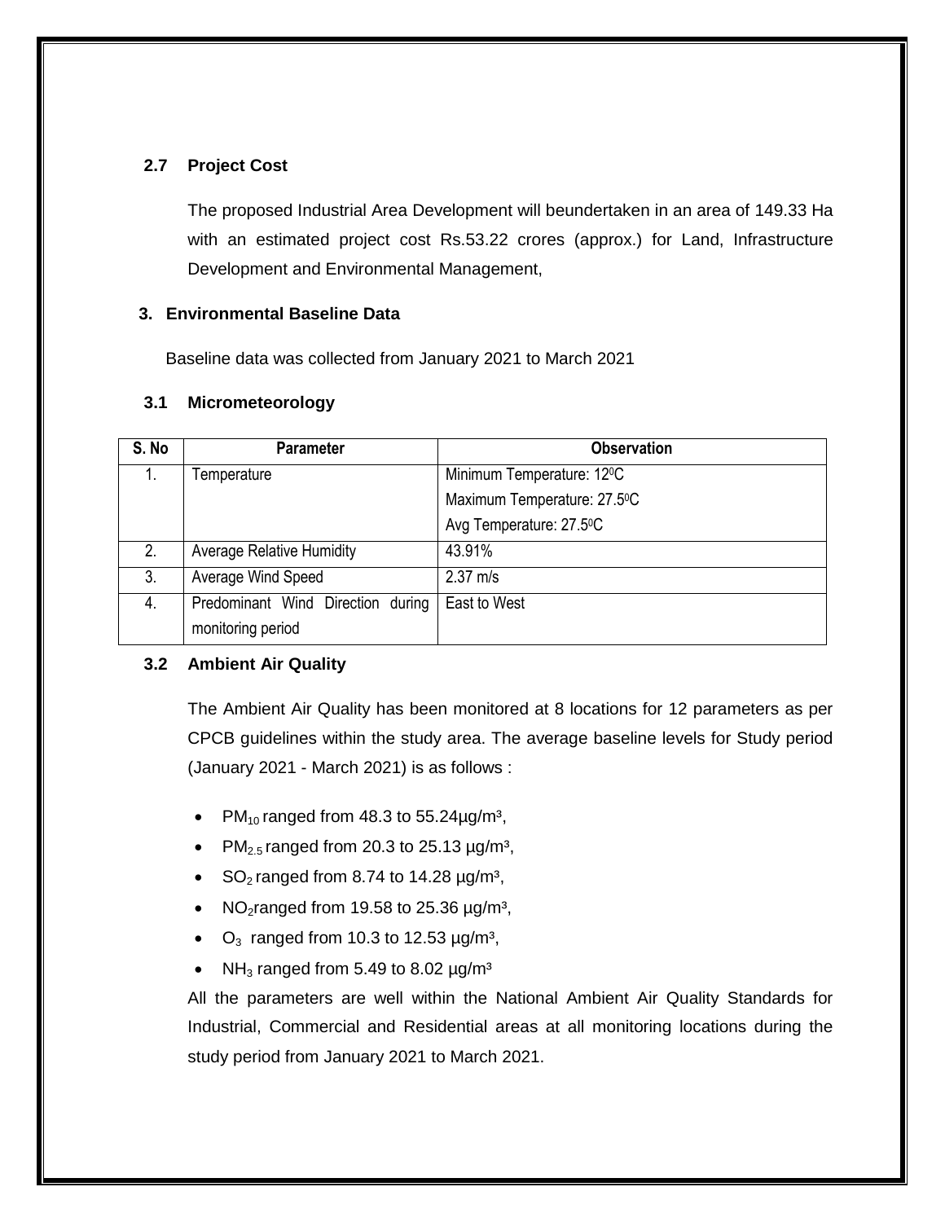### 2.7 Project Cost

The proposed Industrial Area Development will beundertaken in an area of 149.33 Ha with an estimated project cost Rs.53.22 crores (approx.) for Land, Infrastructure Development and Environmental Management,

## 3. Environmental Baseline Data

Baseline data was collected from January 2021 to March 2021

### 3.1 Micrometeorology

| S. No | Parameter | Observation |
|---|---|---|
| 1. | Temperature | Minimum Temperature: 12$^0$C<br>Maximum Temperature: 27.5$^0$C<br>Avg Temperature: 27.5$^0$C |
| 2. | Average Relative Humidity | 43.91% |
| 3. | Average Wind Speed | 2.37 m/s |
| 4. | Predominant Wind Direction during monitoring period | East to West |

### 3.2 Ambient Air Quality

The Ambient Air Quality has been monitored at 8 locations for 12 parameters as per CPCB guidelines within the study area. The average baseline levels for Study period (January 2021 - March 2021) is as follows :

- $PM_{10}$ ranged from 48.3 to 55.24µg/m³,
- $PM_{2.5}$ ranged from 20.3 to 25.13 µg/m³,
- $SO_2$ ranged from 8.74 to 14.28 µg/m³,
- $NO_2$ranged from 19.58 to 25.36 µg/m³,
- $O_3$ ranged from 10.3 to 12.53 µg/m³,
- $NH_3$ ranged from 5.49 to 8.02 µg/m³

All the parameters are well within the National Ambient Air Quality Standards for Industrial, Commercial and Residential areas at all monitoring locations during the study period from January 2021 to March 2021.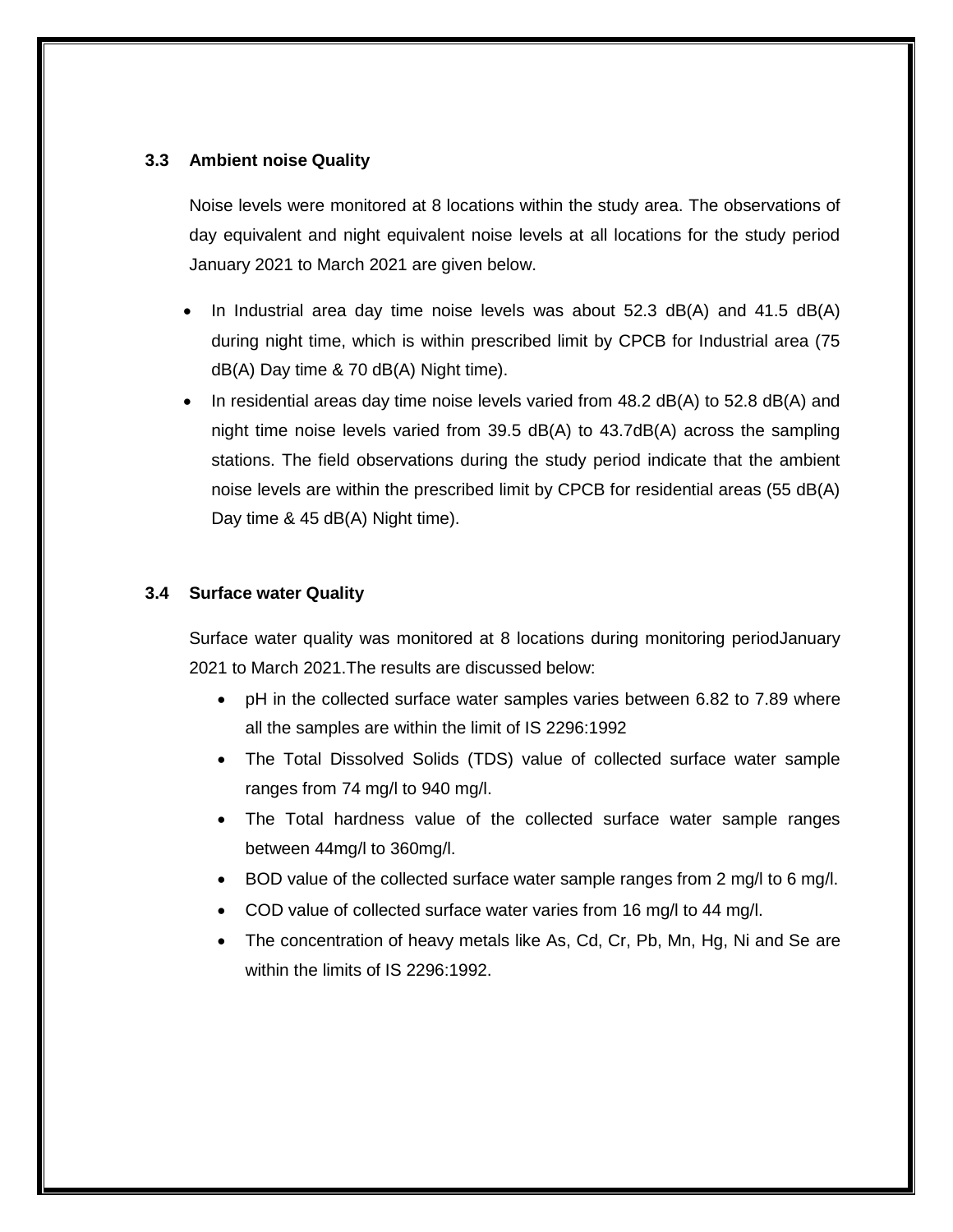### 3.3 Ambient noise Quality

Noise levels were monitored at 8 locations within the study area. The observations of day equivalent and night equivalent noise levels at all locations for the study period January 2021 to March 2021 are given below.

- In Industrial area day time noise levels was about 52.3 dB(A) and 41.5 dB(A) during night time, which is within prescribed limit by CPCB for Industrial area (75 dB(A) Day time & 70 dB(A) Night time).
- In residential areas day time noise levels varied from 48.2 dB(A) to 52.8 dB(A) and night time noise levels varied from 39.5 dB(A) to 43.7dB(A) across the sampling stations. The field observations during the study period indicate that the ambient noise levels are within the prescribed limit by CPCB for residential areas (55 dB(A) Day time & 45 dB(A) Night time).

### 3.4 Surface water Quality

Surface water quality was monitored at 8 locations during monitoring periodJanuary 2021 to March 2021.The results are discussed below:

- pH in the collected surface water samples varies between 6.82 to 7.89 where all the samples are within the limit of IS 2296:1992
- The Total Dissolved Solids (TDS) value of collected surface water sample ranges from 74 mg/l to 940 mg/l.
- The Total hardness value of the collected surface water sample ranges between 44mg/l to 360mg/l.
- BOD value of the collected surface water sample ranges from 2 mg/l to 6 mg/l.
- COD value of collected surface water varies from 16 mg/l to 44 mg/l.
- The concentration of heavy metals like As, Cd, Cr, Pb, Mn, Hg, Ni and Se are within the limits of IS 2296:1992.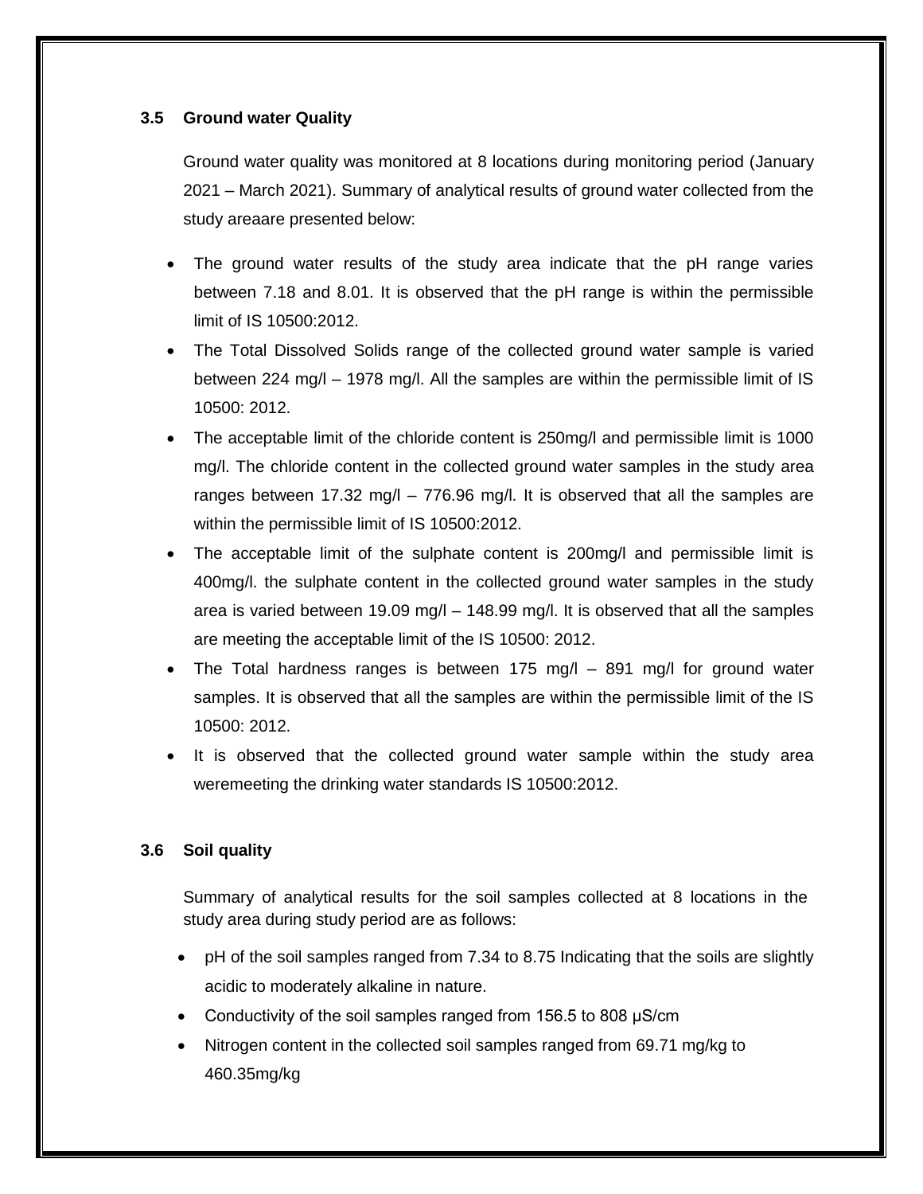### 3.5 Ground water Quality

Ground water quality was monitored at 8 locations during monitoring period (January 2021 – March 2021). Summary of analytical results of ground water collected from the study areaare presented below:

- The ground water results of the study area indicate that the pH range varies between 7.18 and 8.01. It is observed that the pH range is within the permissible limit of IS 10500:2012.
- The Total Dissolved Solids range of the collected ground water sample is varied between 224 mg/l – 1978 mg/l. All the samples are within the permissible limit of IS 10500: 2012.
- The acceptable limit of the chloride content is 250mg/l and permissible limit is 1000 mg/l. The chloride content in the collected ground water samples in the study area ranges between 17.32 mg/l – 776.96 mg/l. It is observed that all the samples are within the permissible limit of IS 10500:2012.
- The acceptable limit of the sulphate content is 200mg/l and permissible limit is 400mg/l. the sulphate content in the collected ground water samples in the study area is varied between 19.09 mg/l – 148.99 mg/l. It is observed that all the samples are meeting the acceptable limit of the IS 10500: 2012.
- The Total hardness ranges is between 175 mg/l – 891 mg/l for ground water samples. It is observed that all the samples are within the permissible limit of the IS 10500: 2012.
- It is observed that the collected ground water sample within the study area weremeeting the drinking water standards IS 10500:2012.

### 3.6 Soil quality

Summary of analytical results for the soil samples collected at 8 locations in the study area during study period are as follows:

- pH of the soil samples ranged from 7.34 to 8.75 Indicating that the soils are slightly acidic to moderately alkaline in nature.
- Conductivity of the soil samples ranged from 156.5 to 808 µS/cm
- Nitrogen content in the collected soil samples ranged from 69.71 mg/kg to 460.35mg/kg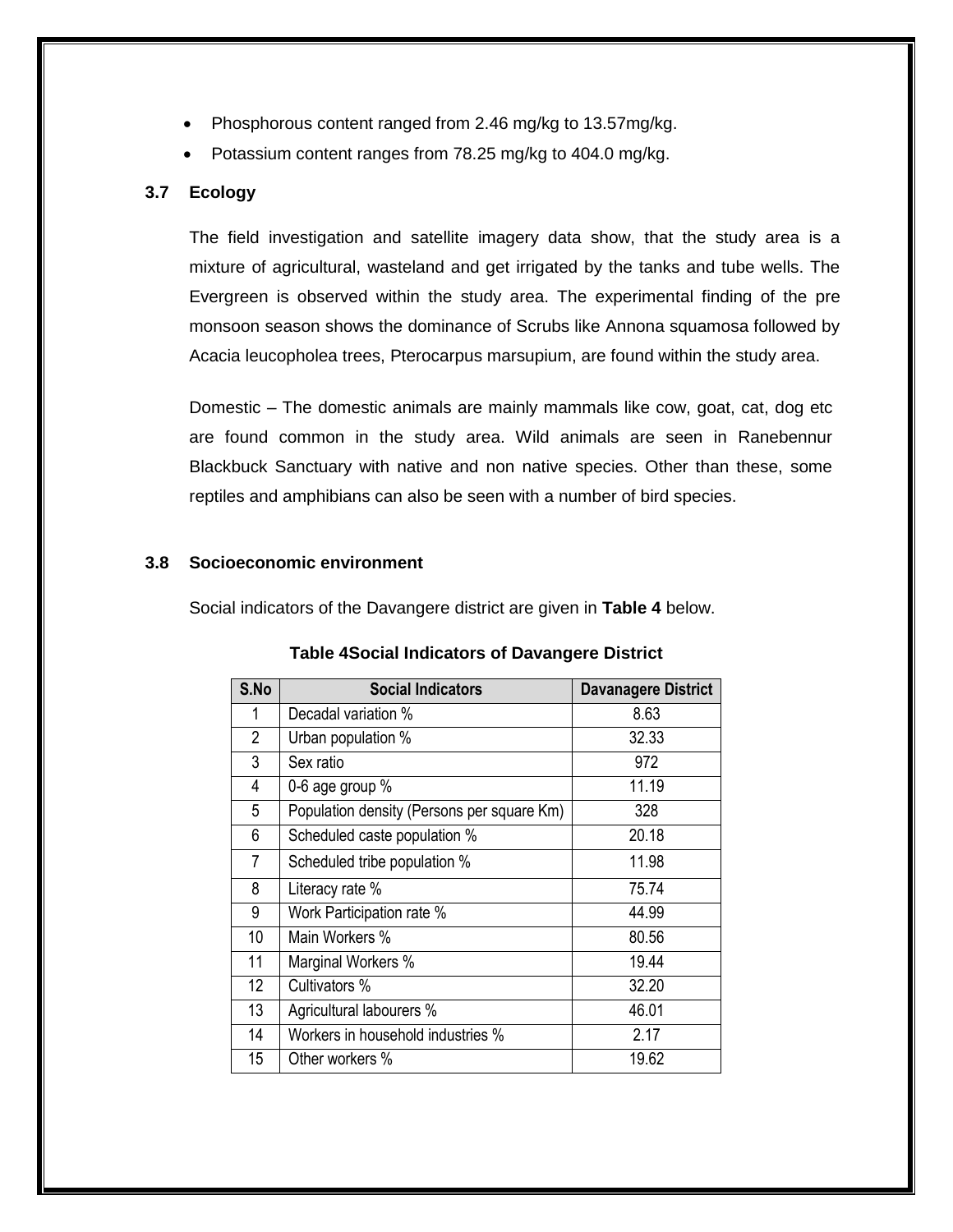- Phosphorous content ranged from 2.46 mg/kg to 13.57mg/kg.
- Potassium content ranges from 78.25 mg/kg to 404.0 mg/kg.

### 3.7 Ecology

The field investigation and satellite imagery data show, that the study area is a mixture of agricultural, wasteland and get irrigated by the tanks and tube wells. The Evergreen is observed within the study area. The experimental finding of the pre monsoon season shows the dominance of Scrubs like Annona squamosa followed by Acacia leucopholea trees, Pterocarpus marsupium, are found within the study area.

Domestic – The domestic animals are mainly mammals like cow, goat, cat, dog etc are found common in the study area. Wild animals are seen in Ranebennur Blackbuck Sanctuary with native and non native species. Other than these, some reptiles and amphibians can also be seen with a number of bird species.

### 3.8 Socioeconomic environment

Social indicators of the Davangere district are given in **Table 4** below.

**Table 4Social Indicators of Davangere District**

| S.No | Social Indicators | Davanagere District |
|---|---|---|
| 1 | Decadal variation % | 8.63 |
| 2 | Urban population % | 32.33 |
| 3 | Sex ratio | 972 |
| 4 | 0-6 age group % | 11.19 |
| 5 | Population density (Persons per square Km) | 328 |
| 6 | Scheduled caste population % | 20.18 |
| 7 | Scheduled tribe population % | 11.98 |
| 8 | Literacy rate % | 75.74 |
| 9 | Work Participation rate % | 44.99 |
| 10 | Main Workers % | 80.56 |
| 11 | Marginal Workers % | 19.44 |
| 12 | Cultivators % | 32.20 |
| 13 | Agricultural labourers % | 46.01 |
| 14 | Workers in household industries % | 2.17 |
| 15 | Other workers % | 19.62 |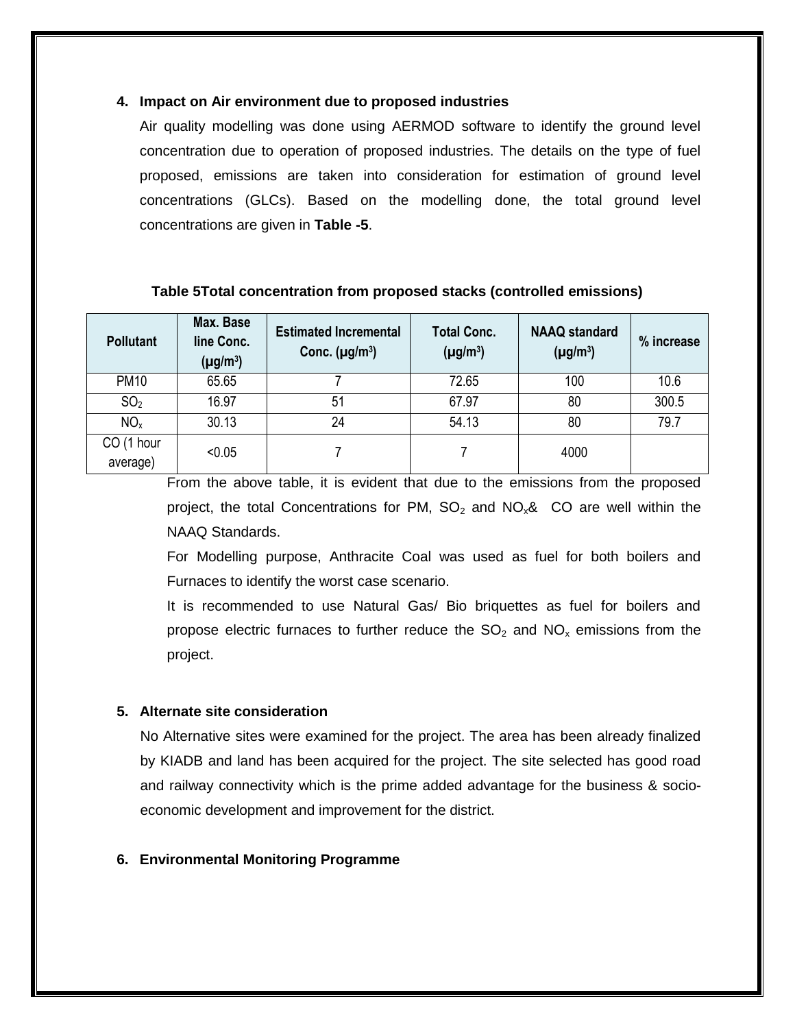## 4. Impact on Air environment due to proposed industries

Air quality modelling was done using AERMOD software to identify the ground level concentration due to operation of proposed industries. The details on the type of fuel proposed, emissions are taken into consideration for estimation of ground level concentrations (GLCs). Based on the modelling done, the total ground level concentrations are given in **Table -5**.

**Table 5Total concentration from proposed stacks (controlled emissions)**

| Pollutant | Max. Base line Conc. ($\mu g/m^3$) | Estimated Incremental Conc. ($\mu g/m^3$) | Total Conc. ($\mu g/m^3$) | NAAQ standard ($\mu g/m^3$) | % increase |
|---|---|---|---|---|---|
| PM10 | 65.65 | 7 | 72.65 | 100 | 10.6 |
| $SO_2$ | 16.97 | 51 | 67.97 | 80 | 300.5 |
| $NO_x$ | 30.13 | 24 | 54.13 | 80 | 79.7 |
| CO (1 hour average) | <0.05 | 7 | 7 | 4000 | |

From the above table, it is evident that due to the emissions from the proposed project, the total Concentrations for PM, $SO_2$ and $NO_x$& CO are well within the NAAQ Standards.

For Modelling purpose, Anthracite Coal was used as fuel for both boilers and Furnaces to identify the worst case scenario.

It is recommended to use Natural Gas/ Bio briquettes as fuel for boilers and propose electric furnaces to further reduce the $SO_2$ and $NO_x$ emissions from the project.

## 5. Alternate site consideration

No Alternative sites were examined for the project. The area has been already finalized by KIADB and land has been acquired for the project. The site selected has good road and railway connectivity which is the prime added advantage for the business & socio-economic development and improvement for the district.

## 6. Environmental Monitoring Programme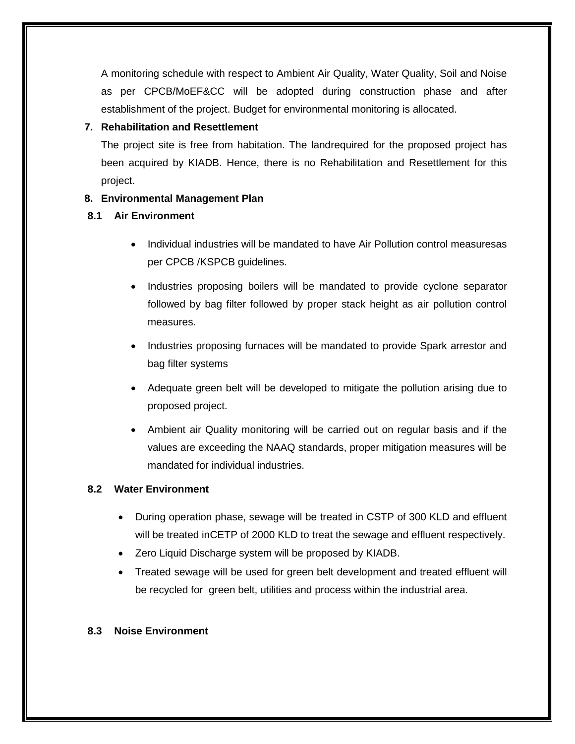A monitoring schedule with respect to Ambient Air Quality, Water Quality, Soil and Noise as per CPCB/MoEF&CC will be adopted during construction phase and after establishment of the project. Budget for environmental monitoring is allocated.

**7. Rehabilitation and Resettlement**

The project site is free from habitation. The landrequired for the proposed project has been acquired by KIADB. Hence, there is no Rehabilitation and Resettlement for this project.

**8. Environmental Management Plan**

**8.1 Air Environment**

- Individual industries will be mandated to have Air Pollution control measuresas per CPCB /KSPCB guidelines.
- Industries proposing boilers will be mandated to provide cyclone separator followed by bag filter followed by proper stack height as air pollution control measures.
- Industries proposing furnaces will be mandated to provide Spark arrestor and bag filter systems
- Adequate green belt will be developed to mitigate the pollution arising due to proposed project.
- Ambient air Quality monitoring will be carried out on regular basis and if the values are exceeding the NAAQ standards, proper mitigation measures will be mandated for individual industries.

**8.2 Water Environment**

- During operation phase, sewage will be treated in CSTP of 300 KLD and effluent will be treated inCETP of 2000 KLD to treat the sewage and effluent respectively.
- Zero Liquid Discharge system will be proposed by KIADB.
- Treated sewage will be used for green belt development and treated effluent will be recycled for green belt, utilities and process within the industrial area.

**8.3 Noise Environment**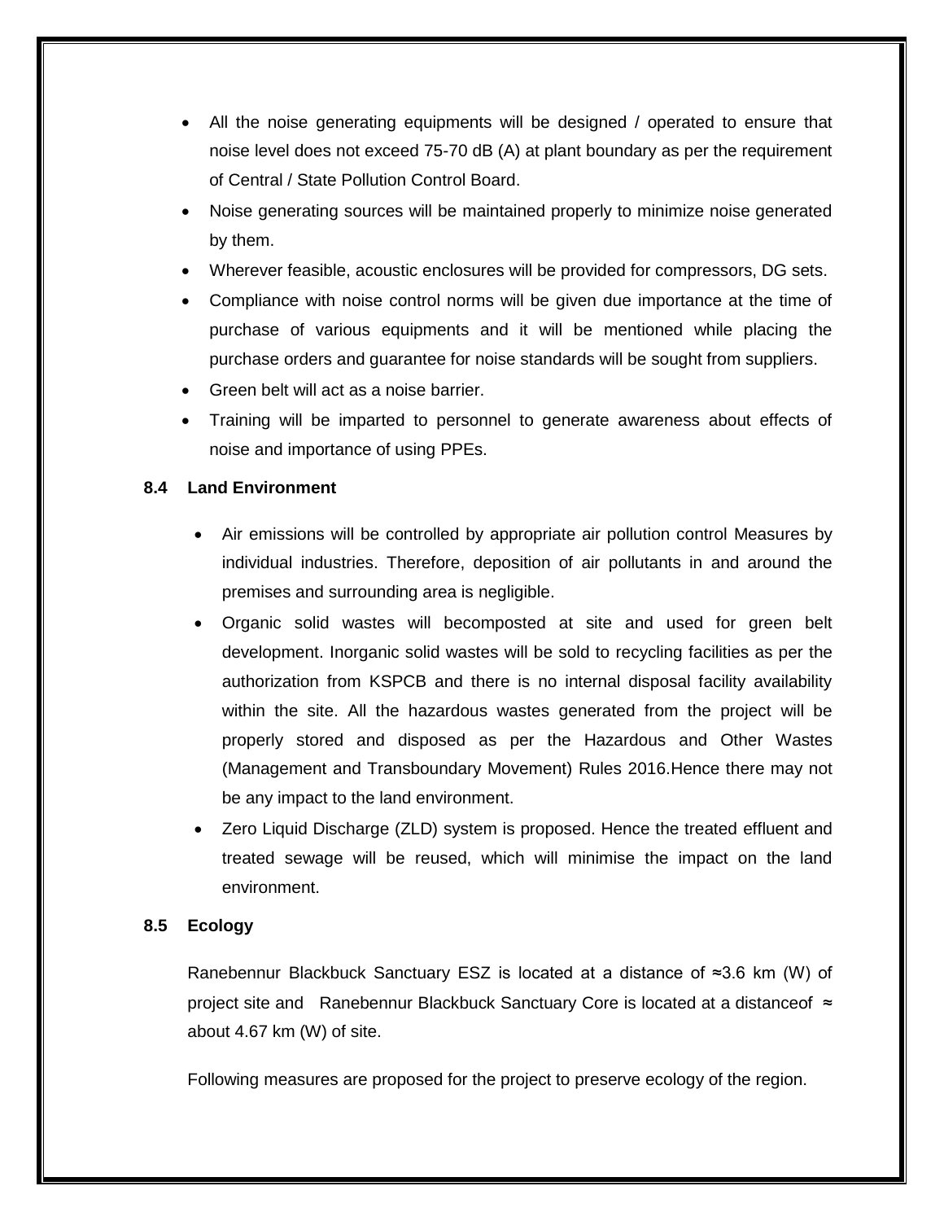- All the noise generating equipments will be designed / operated to ensure that noise level does not exceed 75-70 dB (A) at plant boundary as per the requirement of Central / State Pollution Control Board.
- Noise generating sources will be maintained properly to minimize noise generated by them.
- Wherever feasible, acoustic enclosures will be provided for compressors, DG sets.
- Compliance with noise control norms will be given due importance at the time of purchase of various equipments and it will be mentioned while placing the purchase orders and guarantee for noise standards will be sought from suppliers.
- Green belt will act as a noise barrier.
- Training will be imparted to personnel to generate awareness about effects of noise and importance of using PPEs.

### 8.4 Land Environment

- Air emissions will be controlled by appropriate air pollution control Measures by individual industries. Therefore, deposition of air pollutants in and around the premises and surrounding area is negligible.
- Organic solid wastes will becomposted at site and used for green belt development. Inorganic solid wastes will be sold to recycling facilities as per the authorization from KSPCB and there is no internal disposal facility availability within the site. All the hazardous wastes generated from the project will be properly stored and disposed as per the Hazardous and Other Wastes (Management and Transboundary Movement) Rules 2016.Hence there may not be any impact to the land environment.
- Zero Liquid Discharge (ZLD) system is proposed. Hence the treated effluent and treated sewage will be reused, which will minimise the impact on the land environment.

### 8.5 Ecology

Ranebennur Blackbuck Sanctuary ESZ is located at a distance of ≈3.6 km (W) of project site and Ranebennur Blackbuck Sanctuary Core is located at a distanceof ≈ about 4.67 km (W) of site.

Following measures are proposed for the project to preserve ecology of the region.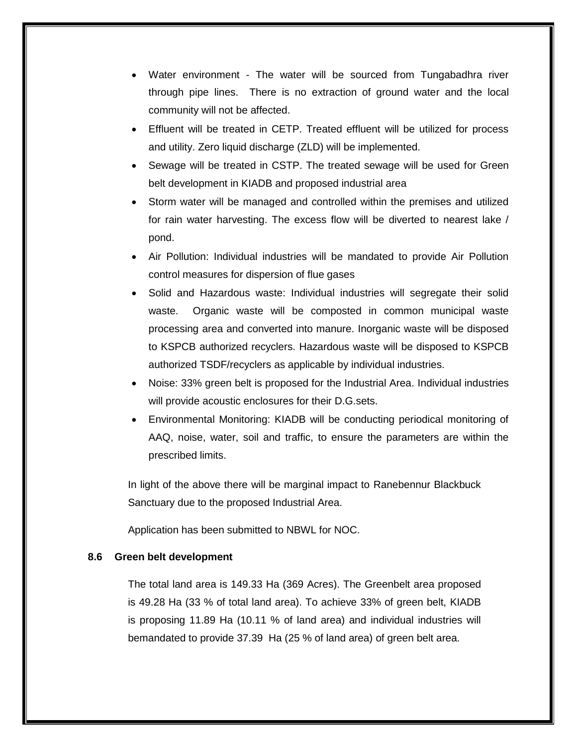- Water environment - The water will be sourced from Tungabadhra river through pipe lines. There is no extraction of ground water and the local community will not be affected.
- Effluent will be treated in CETP. Treated effluent will be utilized for process and utility. Zero liquid discharge (ZLD) will be implemented.
- Sewage will be treated in CSTP. The treated sewage will be used for Green belt development in KIADB and proposed industrial area
- Storm water will be managed and controlled within the premises and utilized for rain water harvesting. The excess flow will be diverted to nearest lake / pond.
- Air Pollution: Individual industries will be mandated to provide Air Pollution control measures for dispersion of flue gases
- Solid and Hazardous waste: Individual industries will segregate their solid waste. Organic waste will be composted in common municipal waste processing area and converted into manure. Inorganic waste will be disposed to KSPCB authorized recyclers. Hazardous waste will be disposed to KSPCB authorized TSDF/recyclers as applicable by individual industries.
- Noise: 33% green belt is proposed for the Industrial Area. Individual industries will provide acoustic enclosures for their D.G.sets.
- Environmental Monitoring: KIADB will be conducting periodical monitoring of AAQ, noise, water, soil and traffic, to ensure the parameters are within the prescribed limits.

In light of the above there will be marginal impact to Ranebennur Blackbuck Sanctuary due to the proposed Industrial Area.

Application has been submitted to NBWL for NOC.

### 8.6 Green belt development

The total land area is 149.33 Ha (369 Acres). The Greenbelt area proposed is 49.28 Ha (33 % of total land area). To achieve 33% of green belt, KIADB is proposing 11.89 Ha (10.11 % of land area) and individual industries will bemandated to provide 37.39 Ha (25 % of land area) of green belt area.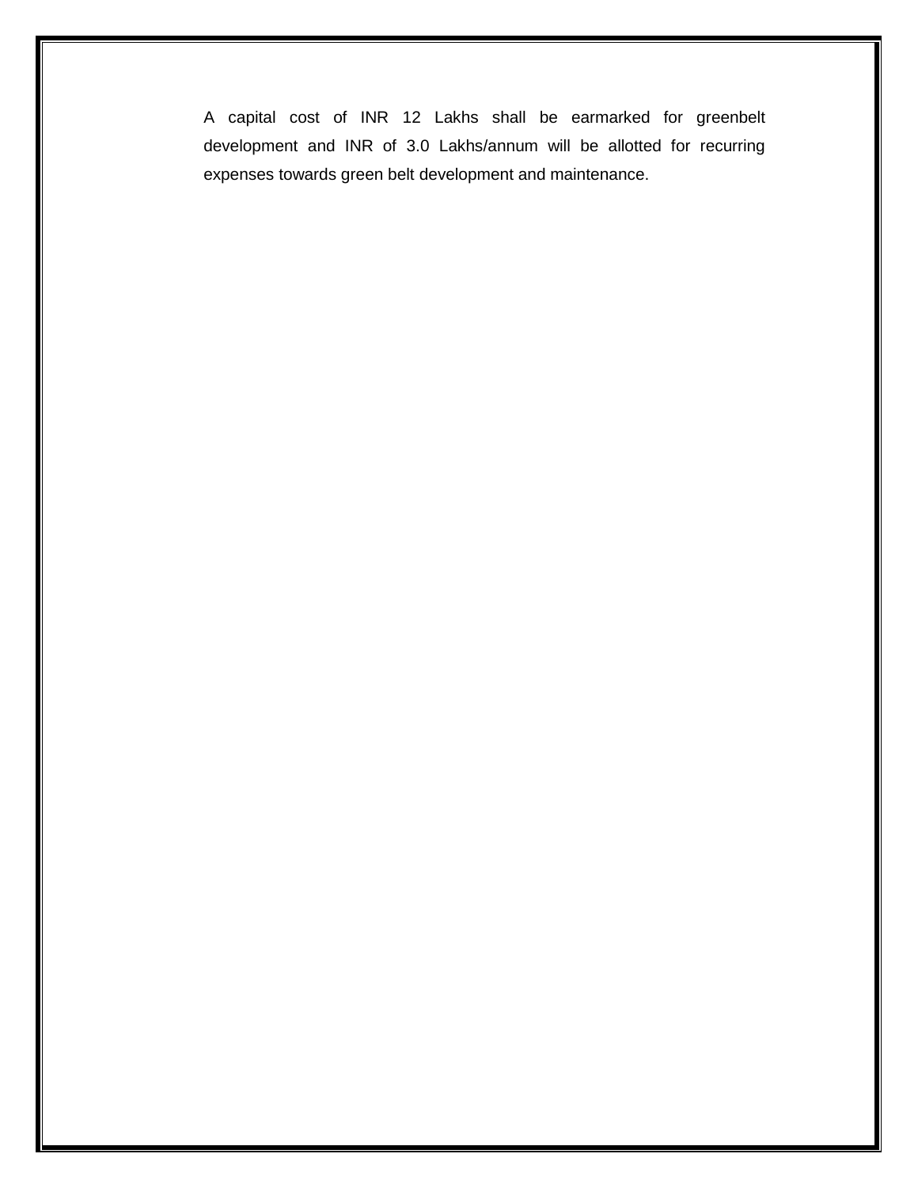A capital cost of INR 12 Lakhs shall be earmarked for greenbelt development and INR of 3.0 Lakhs/annum will be allotted for recurring expenses towards green belt development and maintenance.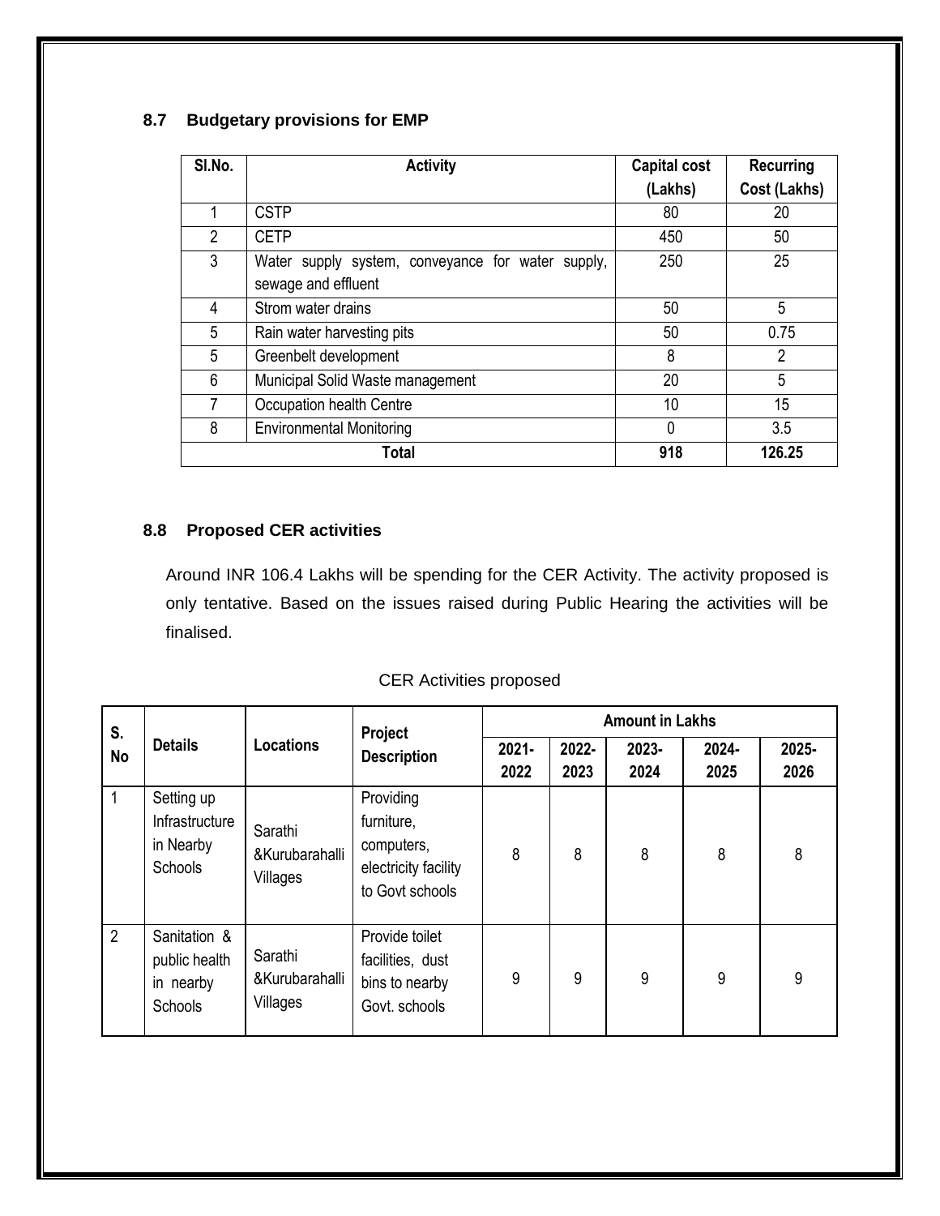### 8.7 Budgetary provisions for EMP

| Sl.No. | Activity | Capital cost (Lakhs) | Recurring Cost (Lakhs) |
|---|---|---|---|
| 1 | CSTP | 80 | 20 |
| 2 | CETP | 450 | 50 |
| 3 | Water supply system, conveyance for water supply, sewage and effluent | 250 | 25 |
| 4 | Strom water drains | 50 | 5 |
| 5 | Rain water harvesting pits | 50 | 0.75 |
| 5 | Greenbelt development | 8 | 2 |
| 6 | Municipal Solid Waste management | 20 | 5 |
| 7 | Occupation health Centre | 10 | 15 |
| 8 | Environmental Monitoring | 0 | 3.5 |
| **Total** | | **918** | **126.25** |

### 8.8 Proposed CER activities

Around INR 106.4 Lakhs will be spending for the CER Activity. The activity proposed is only tentative. Based on the issues raised during Public Hearing the activities will be finalised.

CER Activities proposed

| S. No | Details | Locations | Project Description | Amount in Lakhs | | | | |
|---|---|---|---|---|---|---|---|---|
| | | | | 2021-2022 | 2022-2023 | 2023-2024 | 2024-2025 | 2025-2026 |
| 1 | Setting up Infrastructure in Nearby Schools | Sarathi &Kurubarahalli Villages | Providing furniture, computers, electricity facility to Govt schools | 8 | 8 | 8 | 8 | 8 |
| 2 | Sanitation & public health in nearby Schools | Sarathi &Kurubarahalli Villages | Provide toilet facilities, dust bins to nearby Govt. schools | 9 | 9 | 9 | 9 | 9 |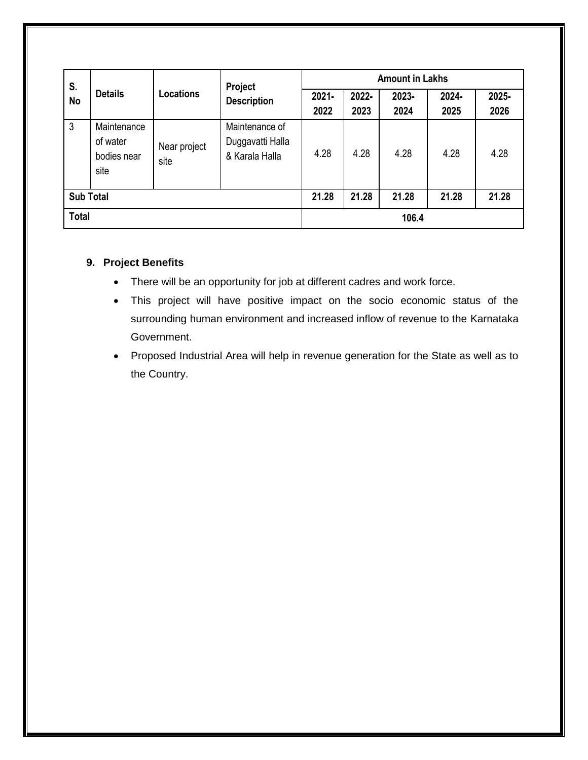| S. No | Details | Locations | Project Description | Amount in Lakhs | | | | |
|---|---|---|---|---|---|---|---|---|
| | | | | 2021-2022 | 2022-2023 | 2023-2024 | 2024-2025 | 2025-2026 |
| 3 | Maintenance of water bodies near site | Near project site | Maintenance of Duggavatti Halla & Karala Halla | 4.28 | 4.28 | 4.28 | 4.28 | 4.28 |
| **Sub Total** | | | | **21.28** | **21.28** | **21.28** | **21.28** | **21.28** |
| **Total** | | | | **106.4** | | | | |

## 9. Project Benefits

- There will be an opportunity for job at different cadres and work force.
- This project will have positive impact on the socio economic status of the surrounding human environment and increased inflow of revenue to the Karnataka Government.
- Proposed Industrial Area will help in revenue generation for the State as well as to the Country.